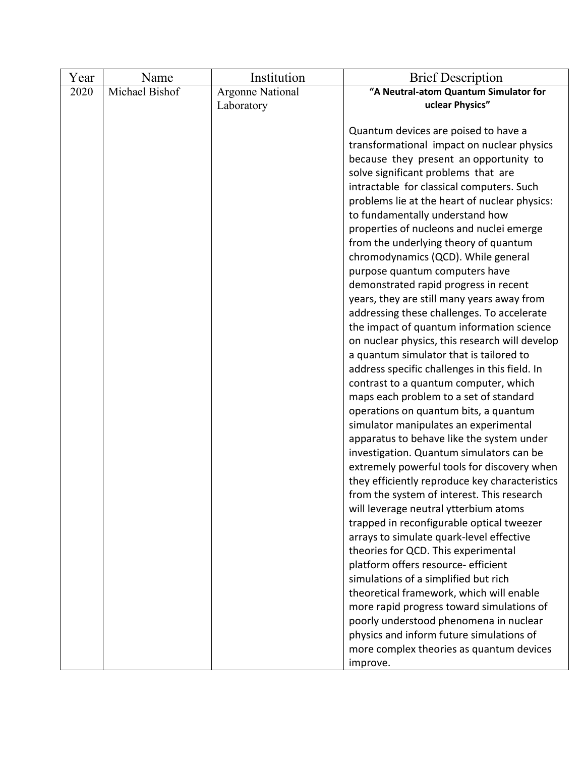| Year | Name | Institution | Brief Description |
|---|---|---|---|
| 2020 | Michael Bishof | Argonne National Laboratory | **"A Neutral-atom Quantum Simulator for uclear Physics"**<br><br>Quantum devices are poised to have a transformational impact on nuclear physics because they present an opportunity to solve significant problems that are intractable for classical computers. Such problems lie at the heart of nuclear physics: to fundamentally understand how properties of nucleons and nuclei emerge from the underlying theory of quantum chromodynamics (QCD). While general purpose quantum computers have demonstrated rapid progress in recent years, they are still many years away from addressing these challenges. To accelerate the impact of quantum information science on nuclear physics, this research will develop a quantum simulator that is tailored to address specific challenges in this field. In contrast to a quantum computer, which maps each problem to a set of standard operations on quantum bits, a quantum simulator manipulates an experimental apparatus to behave like the system under investigation. Quantum simulators can be extremely powerful tools for discovery when they efficiently reproduce key characteristics from the system of interest. This research will leverage neutral ytterbium atoms trapped in reconfigurable optical tweezer arrays to simulate quark-level effective theories for QCD. This experimental platform offers resource- efficient simulations of a simplified but rich theoretical framework, which will enable more rapid progress toward simulations of poorly understood phenomena in nuclear physics and inform future simulations of more complex theories as quantum devices improve. |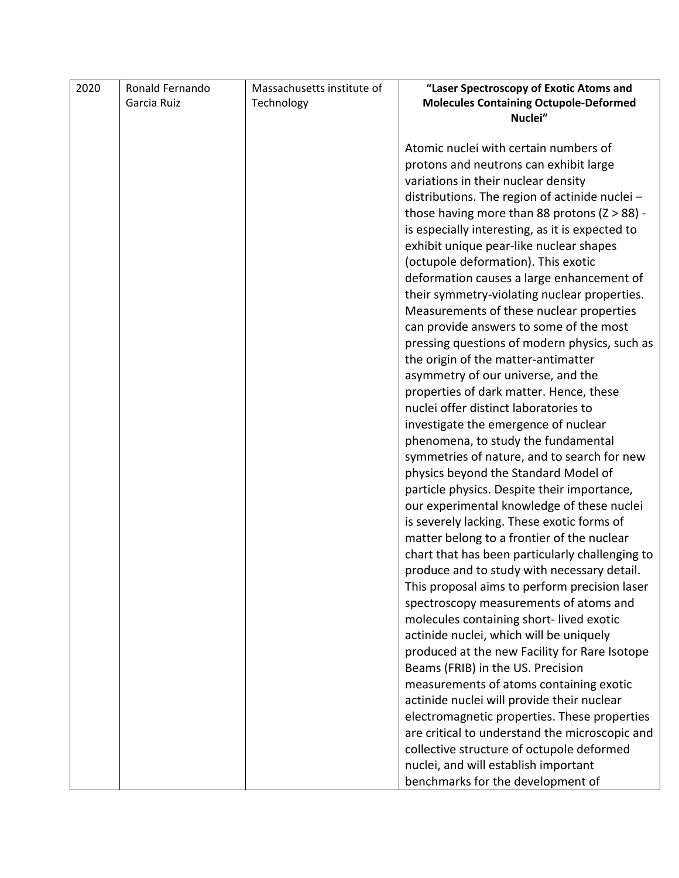| | | | |
|---|---|---|---|
| 2020 | Ronald Fernando Garcia Ruiz | Massachusetts institute of Technology | **"Laser Spectroscopy of Exotic Atoms and Molecules Containing Octupole-Deformed Nuclei"**<br><br>Atomic nuclei with certain numbers of protons and neutrons can exhibit large variations in their nuclear density distributions. The region of actinide nuclei – those having more than 88 protons ($Z > 88$) - is especially interesting, as it is expected to exhibit unique pear-like nuclear shapes (octupole deformation). This exotic deformation causes a large enhancement of their symmetry-violating nuclear properties. Measurements of these nuclear properties can provide answers to some of the most pressing questions of modern physics, such as the origin of the matter-antimatter asymmetry of our universe, and the properties of dark matter. Hence, these nuclei offer distinct laboratories to investigate the emergence of nuclear phenomena, to study the fundamental symmetries of nature, and to search for new physics beyond the Standard Model of particle physics. Despite their importance, our experimental knowledge of these nuclei is severely lacking. These exotic forms of matter belong to a frontier of the nuclear chart that has been particularly challenging to produce and to study with necessary detail. This proposal aims to perform precision laser spectroscopy measurements of atoms and molecules containing short- lived exotic actinide nuclei, which will be uniquely produced at the new Facility for Rare Isotope Beams (FRIB) in the US. Precision measurements of atoms containing exotic actinide nuclei will provide their nuclear electromagnetic properties. These properties are critical to understand the microscopic and collective structure of octupole deformed nuclei, and will establish important benchmarks for the development of |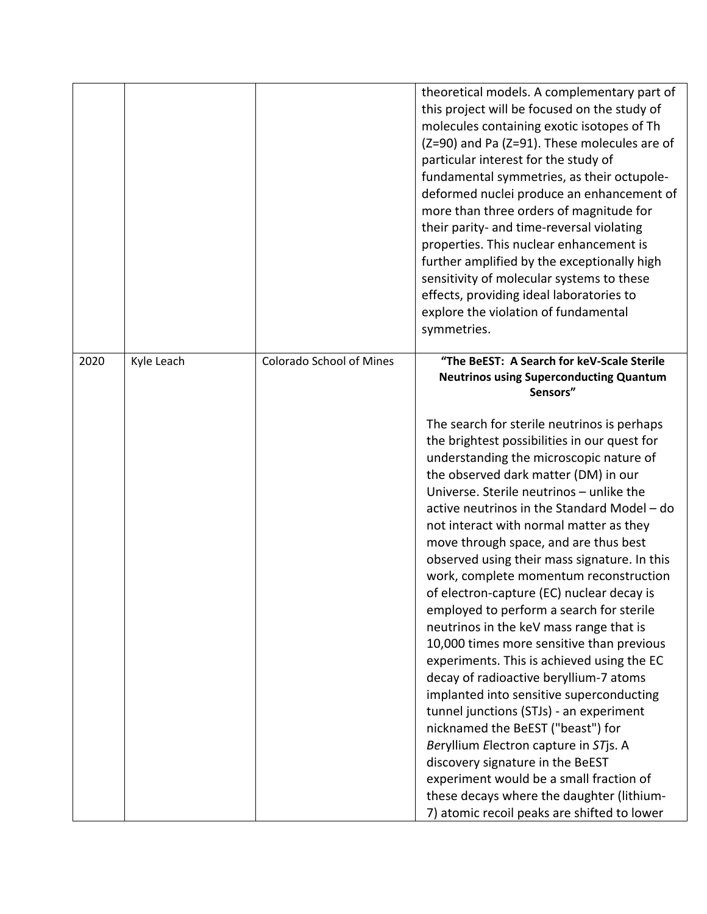| | | | |
|---|---|---|---|
| | | | theoretical models. A complementary part of this project will be focused on the study of molecules containing exotic isotopes of Th (Z=90) and Pa (Z=91). These molecules are of particular interest for the study of fundamental symmetries, as their octupole-deformed nuclei produce an enhancement of more than three orders of magnitude for their parity- and time-reversal violating properties. This nuclear enhancement is further amplified by the exceptionally high sensitivity of molecular systems to these effects, providing ideal laboratories to explore the violation of fundamental symmetries. |
| 2020 | Kyle Leach | Colorado School of Mines | **"The BeEST: A Search for keV-Scale Sterile Neutrinos using Superconducting Quantum Sensors"**<br><br>The search for sterile neutrinos is perhaps the brightest possibilities in our quest for understanding the microscopic nature of the observed dark matter (DM) in our Universe. Sterile neutrinos – unlike the active neutrinos in the Standard Model – do not interact with normal matter as they move through space, and are thus best observed using their mass signature. In this work, complete momentum reconstruction of electron-capture (EC) nuclear decay is employed to perform a search for sterile neutrinos in the keV mass range that is 10,000 times more sensitive than previous experiments. This is achieved using the EC decay of radioactive beryllium-7 atoms implanted into sensitive superconducting tunnel junctions (STJs) - an experiment nicknamed the BeEST ("beast") for *Be*ryllium *E*lectron capture in *ST*js. A discovery signature in the BeEST experiment would be a small fraction of these decays where the daughter (lithium-7) atomic recoil peaks are shifted to lower |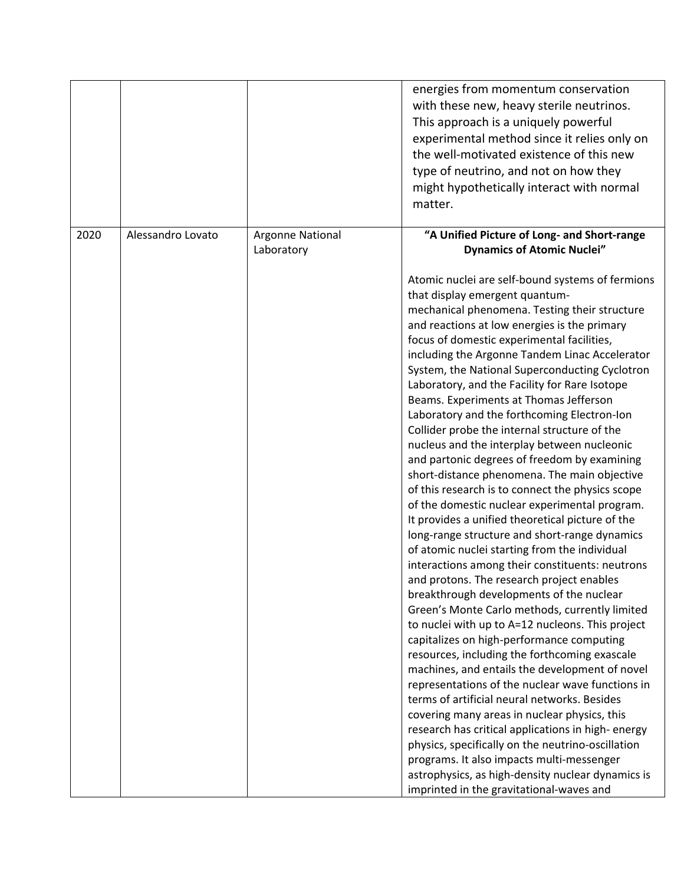|  |  |  | energies from momentum conservation with these new, heavy sterile neutrinos. This approach is a uniquely powerful experimental method since it relies only on the well-motivated existence of this new type of neutrino, and not on how they might hypothetically interact with normal matter. |
|---|---|---|---|
| 2020 | Alessandro Lovato | Argonne National Laboratory | **"A Unified Picture of Long- and Short-range Dynamics of Atomic Nuclei"**<br><br>Atomic nuclei are self-bound systems of fermions that display emergent quantum-mechanical phenomena. Testing their structure and reactions at low energies is the primary focus of domestic experimental facilities, including the Argonne Tandem Linac Accelerator System, the National Superconducting Cyclotron Laboratory, and the Facility for Rare Isotope Beams. Experiments at Thomas Jefferson Laboratory and the forthcoming Electron-Ion Collider probe the internal structure of the nucleus and the interplay between nucleonic and partonic degrees of freedom by examining short-distance phenomena. The main objective of this research is to connect the physics scope of the domestic nuclear experimental program. It provides a unified theoretical picture of the long-range structure and short-range dynamics of atomic nuclei starting from the individual interactions among their constituents: neutrons and protons. The research project enables breakthrough developments of the nuclear Green's Monte Carlo methods, currently limited to nuclei with up to A=12 nucleons. This project capitalizes on high-performance computing resources, including the forthcoming exascale machines, and entails the development of novel representations of the nuclear wave functions in terms of artificial neural networks. Besides covering many areas in nuclear physics, this research has critical applications in high- energy physics, specifically on the neutrino-oscillation programs. It also impacts multi-messenger astrophysics, as high-density nuclear dynamics is imprinted in the gravitational-waves and |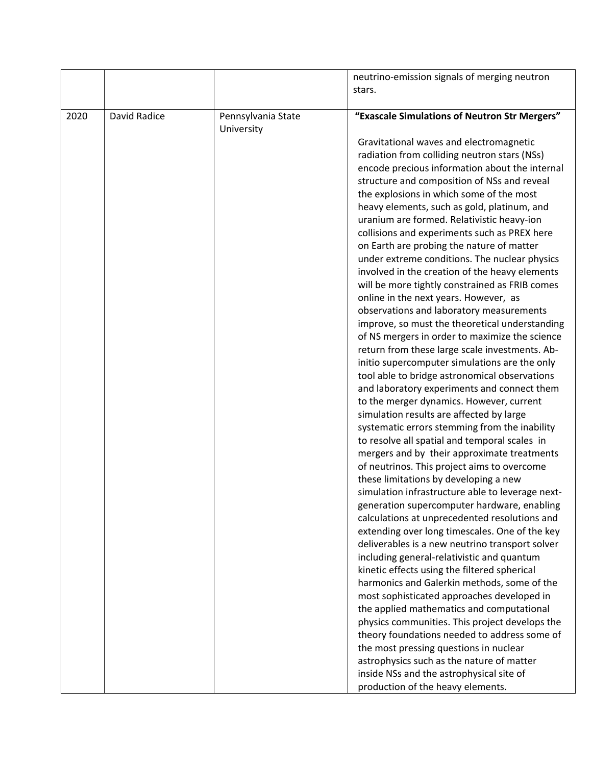| | | | |
|---|---|---|---|
| | | | neutrino-emission signals of merging neutron stars. |
| 2020 | David Radice | Pennsylvania State University | **“Exascale Simulations of Neutron Str Mergers”** <br><br> Gravitational waves and electromagnetic radiation from colliding neutron stars (NSs) encode precious information about the internal structure and composition of NSs and reveal the explosions in which some of the most heavy elements, such as gold, platinum, and uranium are formed. Relativistic heavy-ion collisions and experiments such as PREX here on Earth are probing the nature of matter under extreme conditions. The nuclear physics involved in the creation of the heavy elements will be more tightly constrained as FRIB comes online in the next years. However, as observations and laboratory measurements improve, so must the theoretical understanding of NS mergers in order to maximize the science return from these large scale investments. Ab-initio supercomputer simulations are the only tool able to bridge astronomical observations and laboratory experiments and connect them to the merger dynamics. However, current simulation results are affected by large systematic errors stemming from the inability to resolve all spatial and temporal scales in mergers and by their approximate treatments of neutrinos. This project aims to overcome these limitations by developing a new simulation infrastructure able to leverage next-generation supercomputer hardware, enabling calculations at unprecedented resolutions and extending over long timescales. One of the key deliverables is a new neutrino transport solver including general-relativistic and quantum kinetic effects using the filtered spherical harmonics and Galerkin methods, some of the most sophisticated approaches developed in the applied mathematics and computational physics communities. This project develops the theory foundations needed to address some of the most pressing questions in nuclear astrophysics such as the nature of matter inside NSs and the astrophysical site of production of the heavy elements. |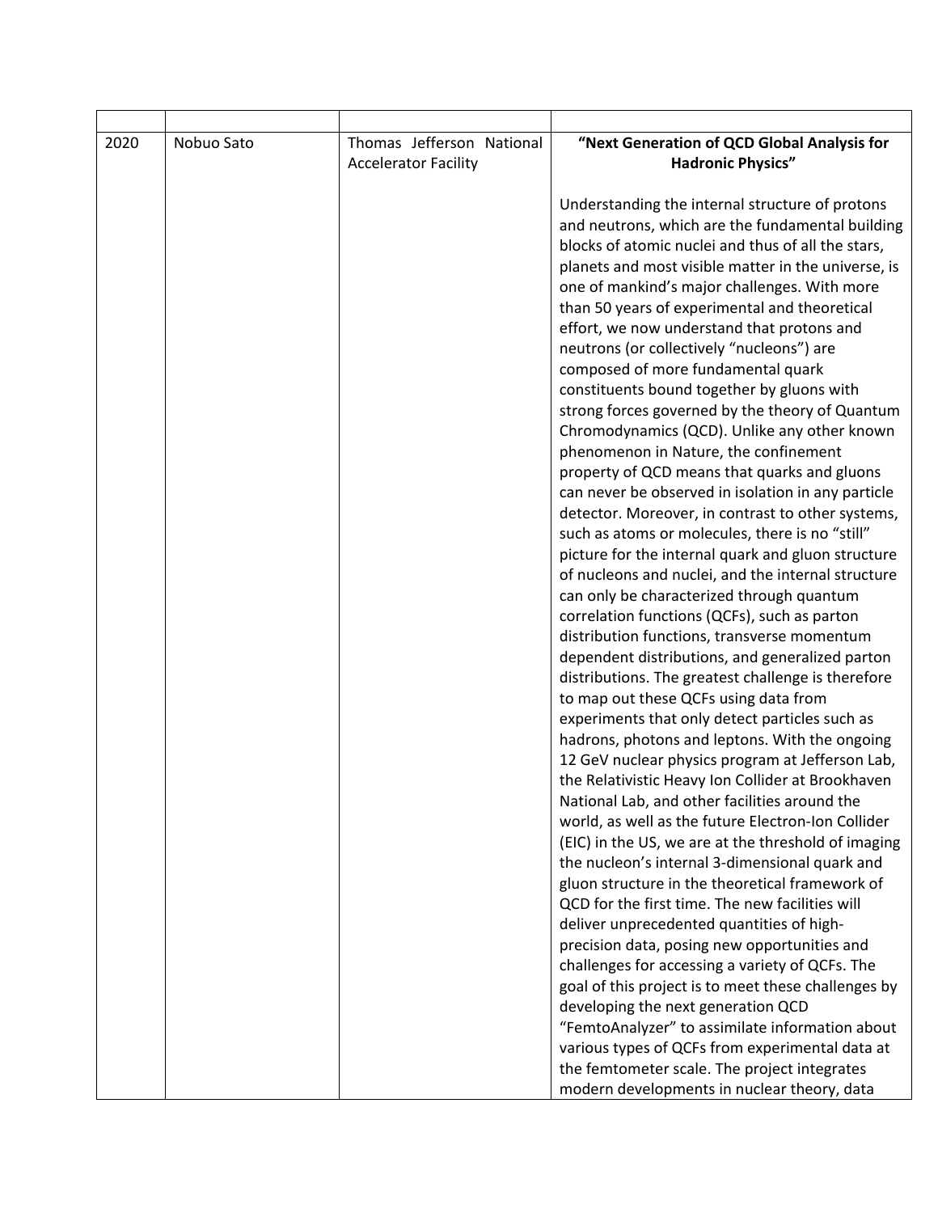| | | | |
|---|---|---|---|
| 2020 | Nobuo Sato | Thomas Jefferson National Accelerator Facility | **"Next Generation of QCD Global Analysis for Hadronic Physics"**<br><br>Understanding the internal structure of protons and neutrons, which are the fundamental building blocks of atomic nuclei and thus of all the stars, planets and most visible matter in the universe, is one of mankind's major challenges. With more than 50 years of experimental and theoretical effort, we now understand that protons and neutrons (or collectively "nucleons") are composed of more fundamental quark constituents bound together by gluons with strong forces governed by the theory of Quantum Chromodynamics (QCD). Unlike any other known phenomenon in Nature, the confinement property of QCD means that quarks and gluons can never be observed in isolation in any particle detector. Moreover, in contrast to other systems, such as atoms or molecules, there is no "still" picture for the internal quark and gluon structure of nucleons and nuclei, and the internal structure can only be characterized through quantum correlation functions (QCFs), such as parton distribution functions, transverse momentum dependent distributions, and generalized parton distributions. The greatest challenge is therefore to map out these QCFs using data from experiments that only detect particles such as hadrons, photons and leptons. With the ongoing 12 GeV nuclear physics program at Jefferson Lab, the Relativistic Heavy Ion Collider at Brookhaven National Lab, and other facilities around the world, as well as the future Electron-Ion Collider (EIC) in the US, we are at the threshold of imaging the nucleon's internal 3-dimensional quark and gluon structure in the theoretical framework of QCD for the first time. The new facilities will deliver unprecedented quantities of high-precision data, posing new opportunities and challenges for accessing a variety of QCFs. The goal of this project is to meet these challenges by developing the next generation QCD "FemtoAnalyzer" to assimilate information about various types of QCFs from experimental data at the femtometer scale. The project integrates modern developments in nuclear theory, data |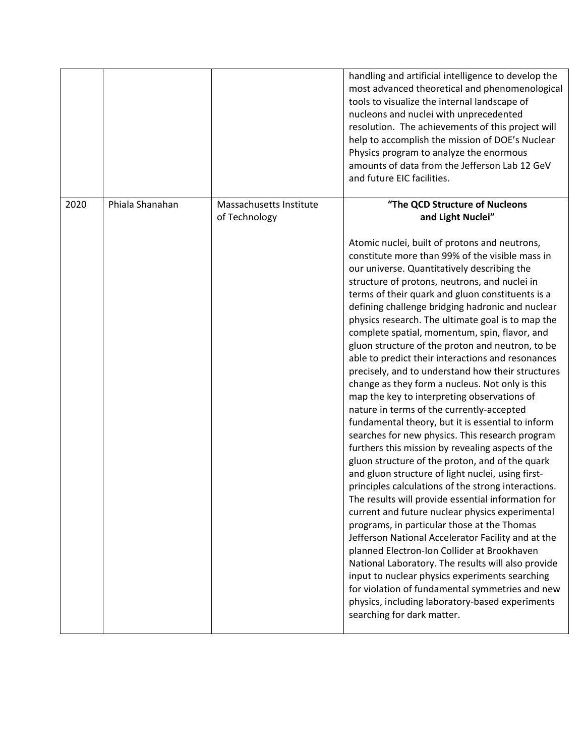| | | | |
|---|---|---|---|
| | | | handling and artificial intelligence to develop the most advanced theoretical and phenomenological tools to visualize the internal landscape of nucleons and nuclei with unprecedented resolution. The achievements of this project will help to accomplish the mission of DOE's Nuclear Physics program to analyze the enormous amounts of data from the Jefferson Lab 12 GeV and future EIC facilities. |
| 2020 | Phiala Shanahan | Massachusetts Institute of Technology | **"The QCD Structure of Nucleons and Light Nuclei"**<br><br>Atomic nuclei, built of protons and neutrons, constitute more than 99% of the visible mass in our universe. Quantitatively describing the structure of protons, neutrons, and nuclei in terms of their quark and gluon constituents is a defining challenge bridging hadronic and nuclear physics research. The ultimate goal is to map the complete spatial, momentum, spin, flavor, and gluon structure of the proton and neutron, to be able to predict their interactions and resonances precisely, and to understand how their structures change as they form a nucleus. Not only is this map the key to interpreting observations of nature in terms of the currently-accepted fundamental theory, but it is essential to inform searches for new physics. This research program furthers this mission by revealing aspects of the gluon structure of the proton, and of the quark and gluon structure of light nuclei, using first-principles calculations of the strong interactions. The results will provide essential information for current and future nuclear physics experimental programs, in particular those at the Thomas Jefferson National Accelerator Facility and at the planned Electron-Ion Collider at Brookhaven National Laboratory. The results will also provide input to nuclear physics experiments searching for violation of fundamental symmetries and new physics, including laboratory-based experiments searching for dark matter. |